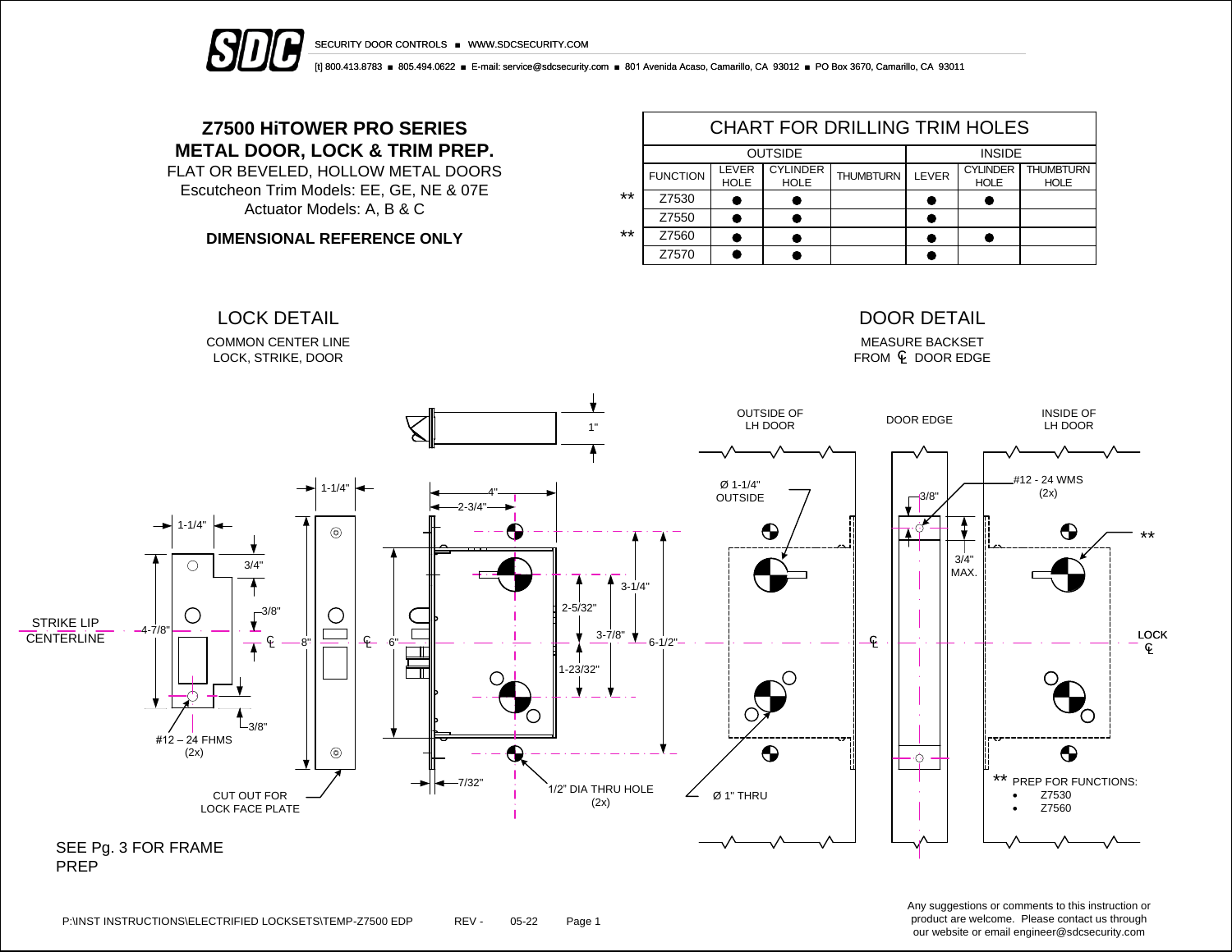SECURITY DOOR CONTROLS ■ WWW.SDCSECURITY.COM

[t] 800.413.8783 ■ 805.494.0622 ■ E-mail: service@sdcsecurity.com ■ 801 Avenida Acaso, Camarillo, CA 93012 ■ PO Box 3670, Camarillo, CA 93011

# Z7500 HiTOWER PRO SERIES
# METAL DOOR, LOCK & TRIM PREP.

FLAT OR BEVELED, HOLLOW METAL DOORS
Escutcheon Trim Models: EE, GE, NE & 07E
Actuator Models: A, B & C

**DIMENSIONAL REFERENCE ONLY**

## CHART FOR DRILLING TRIM HOLES

| | | OUTSIDE | | | INSIDE | | |
|---|---|---|---|---|---|---|---|
| | FUNCTION | LEVER HOLE | CYLINDER HOLE | THUMBTURN | LEVER | CYLINDER HOLE | THUMBTURN HOLE |
| ** | Z7530 | ● | ● | | ● | ● | |
| | Z7550 | ● | ● | | ● | | |
| ** | Z7560 | ● | ● | | ● | ● | |
| | Z7570 | ● | ● | | ● | | |

## LOCK DETAIL

COMMON CENTER LINE
LOCK, STRIKE, DOOR

1" ; 1-1/4" ; 4" ; 2-3/4" ; 1-1/4" ; 3/4" ; 3/8" ; STRIKE LIP CENTERLINE ; 4-7/8" ; ℄ ; 8" ; ℄ ; 6" ; 2-5/32" ; 3-1/4" ; 3-7/8" ; 6-1/2" ; 1-23/32" ; 3/8" ; #12 – 24 FHMS (2x) ; 7/32" ; 1/2" DIA THRU HOLE (2x) ; CUT OUT FOR LOCK FACE PLATE

SEE Pg. 3 FOR FRAME PREP

## DOOR DETAIL

MEASURE BACKSET FROM ℄ DOOR EDGE

OUTSIDE OF LH DOOR ; DOOR EDGE ; INSIDE OF LH DOOR ; Ø 1-1/4" OUTSIDE ; 3/8" ; #12 - 24 WMS (2x) ; ** ; 3/4" MAX. ; ℄ ; LOCK ℄ ; Ø 1" THRU

** PREP FOR FUNCTIONS:
- Z7530
- Z7560

P:\INST INSTRUCTIONS\ELECTRIFIED LOCKSETS\TEMP-Z7500 EDP REV - 05-22

Any suggestions or comments to this instruction or product are welcome. Please contact us through our website or email engineer@sdcsecurity.com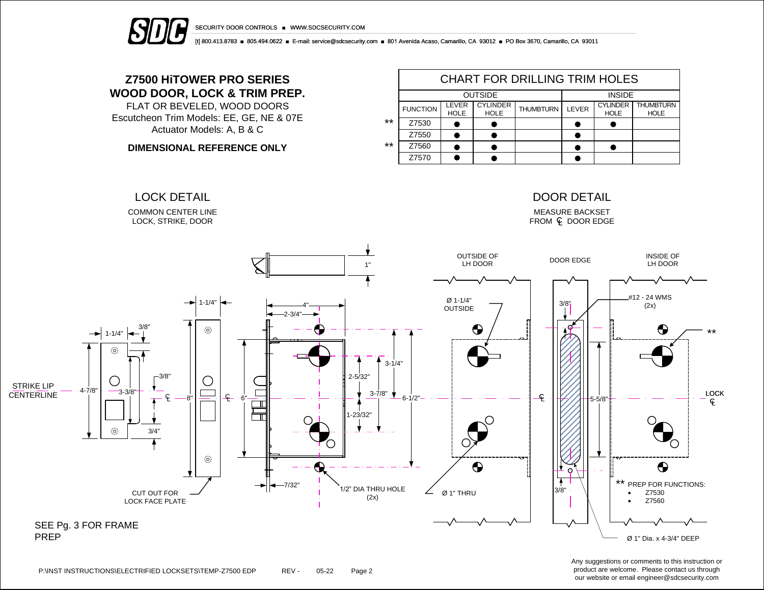# Z7500 HiTOWER PRO SERIES
# WOOD DOOR, LOCK & TRIM PREP.

FLAT OR BEVELED, WOOD DOORS
Escutcheon Trim Models: EE, GE, NE & 07E
Actuator Models: A, B & C

**DIMENSIONAL REFERENCE ONLY**

## CHART FOR DRILLING TRIM HOLES

| | OUTSIDE | | | | INSIDE | | |
|---|---|---|---|---|---|---|---|
| FUNCTION | LEVER HOLE | CYLINDER HOLE | THUMBTURN | LEVER | CYLINDER HOLE | THUMBTURN HOLE |
| ** Z7530 | ● | ● | | ● | ● | |
| Z7550 | ● | ● | | ● | | |
| ** Z7560 | ● | ● | | ● | ● | |
| Z7570 | ● | ● | | ● | | |

## LOCK DETAIL

COMMON CENTER LINE
LOCK, STRIKE, DOOR

STRIKE LIP CENTERLINE

1-1/4", 3/8", 4-7/8", 3-3/8", 3/8", 3/4", 1-1/4", 8", 6", 1", 4", 2-3/4", 2-5/32", 3-1/4", 3-7/8", 6-1/2", 1-23/32", 7/32"

CUT OUT FOR LOCK FACE PLATE

1/2" DIA THRU HOLE (2x)

SEE Pg. 3 FOR FRAME PREP

## DOOR DETAIL

MEASURE BACKSET
FROM ℄ DOOR EDGE

OUTSIDE OF LH DOOR — DOOR EDGE — INSIDE OF LH DOOR

Ø 1-1/4" OUTSIDE

Ø 1" THRU

3/8"

#12 - 24 WMS (2x)

5-5/8"

3/8"

LOCK ℄

Ø 1" Dia. x 4-3/4" DEEP

** PREP FOR FUNCTIONS:
- Z7530
- Z7560

P:\INST INSTRUCTIONS\ELECTRIFIED LOCKSETS\TEMP-Z7500 EDP REV - 05-22

Any suggestions or comments to this instruction or product are welcome. Please contact us through our website or email engineer@sdcsecurity.com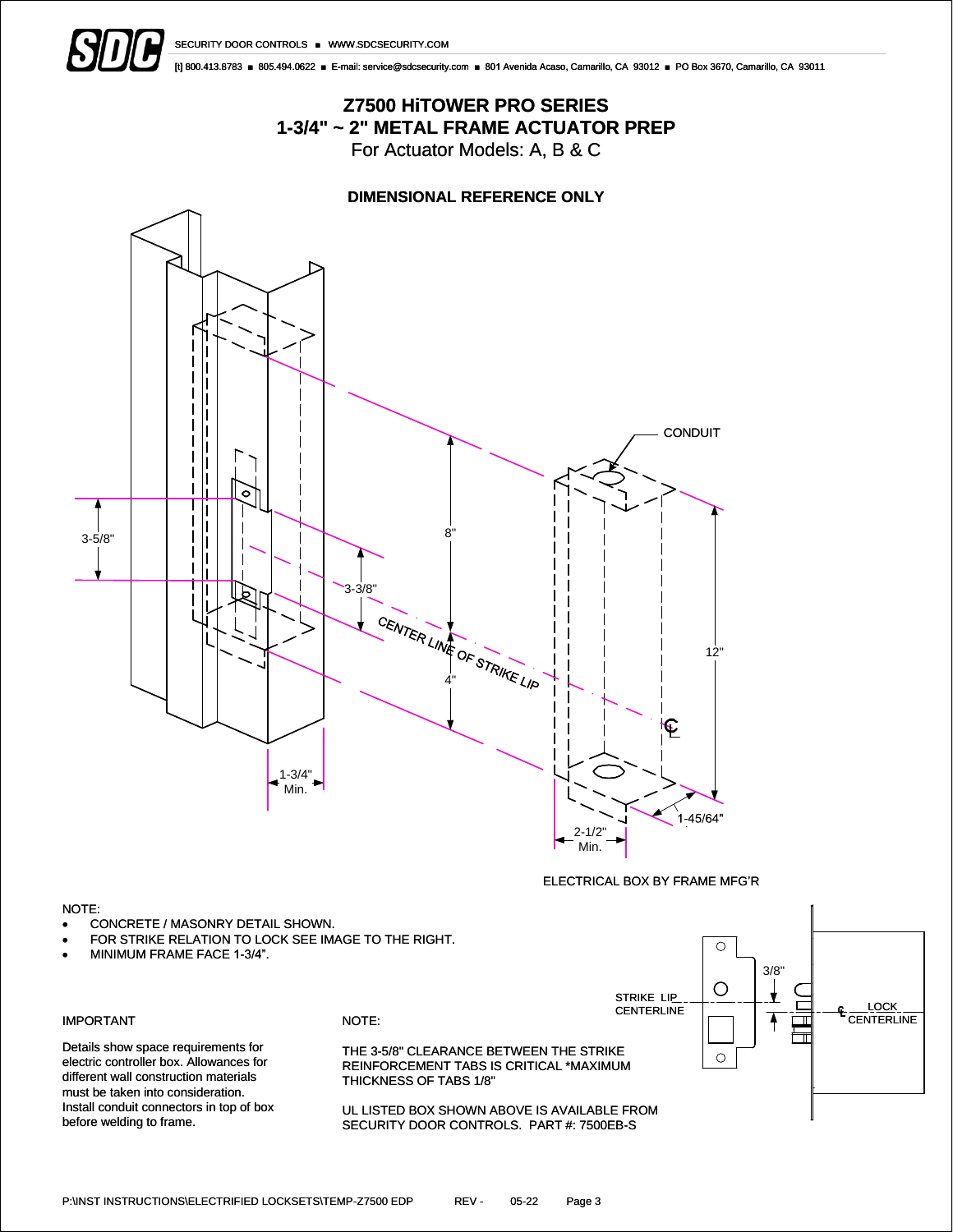# Z7500 HiTOWER PRO SERIES
## 1-3/4" ~ 2" METAL FRAME ACTUATOR PREP
For Actuator Models: A, B & C

**DIMENSIONAL REFERENCE ONLY**

CONDUIT

3-5/8"

8"

3-3/8"

CENTER LINE OF STRIKE LIP

4"

12"

1-3/4"
Min.

2-1/2"
Min.

1-45/64"

ELECTRICAL BOX BY FRAME MFG'R

NOTE:

- CONCRETE / MASONRY DETAIL SHOWN.
- FOR STRIKE RELATION TO LOCK SEE IMAGE TO THE RIGHT.
- MINIMUM FRAME FACE 1-3/4".

3/8"

STRIKE LIP CENTERLINE

LOCK CENTERLINE

IMPORTANT

Details show space requirements for electric controller box. Allowances for different wall construction materials must be taken into consideration. Install conduit connectors in top of box before welding to frame.

NOTE:

THE 3-5/8" CLEARANCE BETWEEN THE STRIKE REINFORCEMENT TABS IS CRITICAL *MAXIMUM THICKNESS OF TABS 1/8"

UL LISTED BOX SHOWN ABOVE IS AVAILABLE FROM SECURITY DOOR CONTROLS. PART #: 7500EB-S